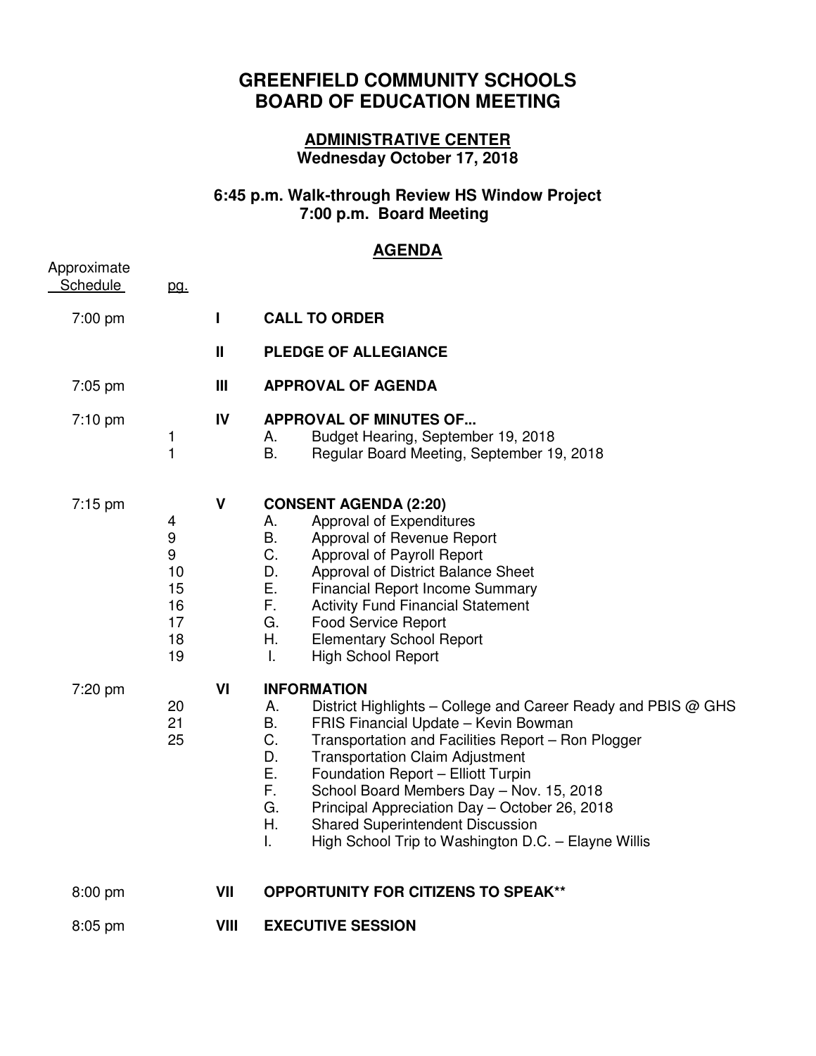# GREENFIELD COMMUNITY SCHOOLS
# BOARD OF EDUCATION MEETING

## ADMINISTRATIVE CENTER
**Wednesday October 17, 2018**

**6:45 p.m. Walk-through Review HS Window Project**
**7:00 p.m. Board Meeting**

## AGENDA

| Approximate Schedule | pg. | | |
|---|---|---|---|
| 7:00 pm | | **I** | **CALL TO ORDER** |
| | | **II** | **PLEDGE OF ALLEGIANCE** |
| 7:05 pm | | **III** | **APPROVAL OF AGENDA** |
| 7:10 pm | | **IV** | **APPROVAL OF MINUTES OF...** |
| | 1 | | A. Budget Hearing, September 19, 2018 |
| | 1 | | B. Regular Board Meeting, September 19, 2018 |
| 7:15 pm | | **V** | **CONSENT AGENDA (2:20)** |
| | 4 | | A. Approval of Expenditures |
| | 9 | | B. Approval of Revenue Report |
| | 9 | | C. Approval of Payroll Report |
| | 10 | | D. Approval of District Balance Sheet |
| | 15 | | E. Financial Report Income Summary |
| | 16 | | F. Activity Fund Financial Statement |
| | 17 | | G. Food Service Report |
| | 18 | | H. Elementary School Report |
| | 19 | | I. High School Report |
| 7:20 pm | | **VI** | **INFORMATION** |
| | 20 | | A. District Highlights – College and Career Ready and PBIS @ GHS |
| | 21 | | B. FRIS Financial Update – Kevin Bowman |
| | 25 | | C. Transportation and Facilities Report – Ron Plogger |
| | | | D. Transportation Claim Adjustment |
| | | | E. Foundation Report – Elliott Turpin |
| | | | F. School Board Members Day – Nov. 15, 2018 |
| | | | G. Principal Appreciation Day – October 26, 2018 |
| | | | H. Shared Superintendent Discussion |
| | | | I. High School Trip to Washington D.C. – Elayne Willis |
| 8:00 pm | | **VII** | **OPPORTUNITY FOR CITIZENS TO SPEAK**** |
| 8:05 pm | | **VIII** | **EXECUTIVE SESSION** |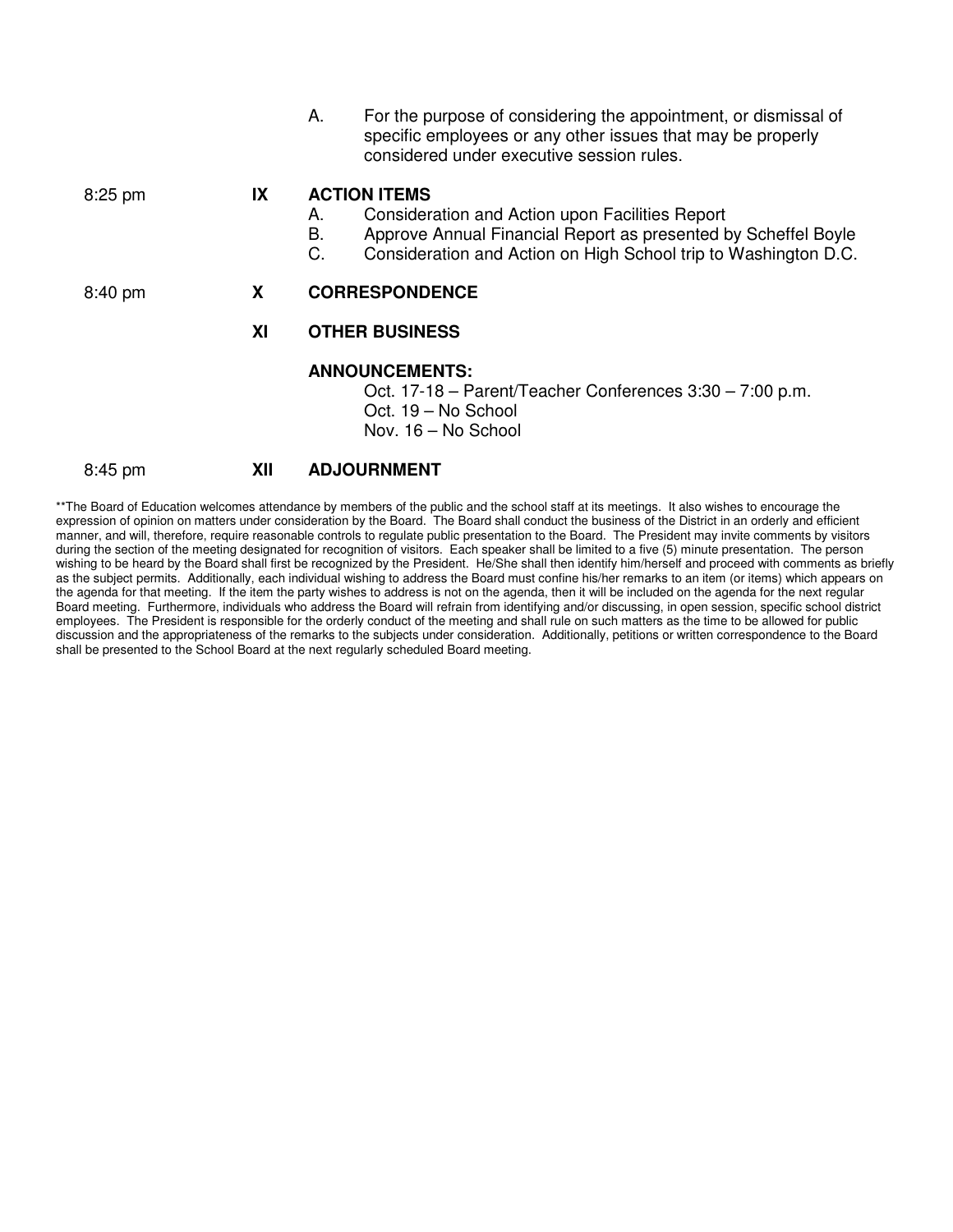A. For the purpose of considering the appointment, or dismissal of specific employees or any other issues that may be properly considered under executive session rules.

8:25 pm **IX** **ACTION ITEMS**

A. Consideration and Action upon Facilities Report
B. Approve Annual Financial Report as presented by Scheffel Boyle
C. Consideration and Action on High School trip to Washington D.C.

8:40 pm **X** **CORRESPONDENCE**

**XI** **OTHER BUSINESS**

**ANNOUNCEMENTS:**

Oct. 17-18 – Parent/Teacher Conferences 3:30 – 7:00 p.m.
Oct. 19 – No School
Nov. 16 – No School

8:45 pm **XII** **ADJOURNMENT**

**The Board of Education welcomes attendance by members of the public and the school staff at its meetings. It also wishes to encourage the expression of opinion on matters under consideration by the Board. The Board shall conduct the business of the District in an orderly and efficient manner, and will, therefore, require reasonable controls to regulate public presentation to the Board. The President may invite comments by visitors during the section of the meeting designated for recognition of visitors. Each speaker shall be limited to a five (5) minute presentation. The person wishing to be heard by the Board shall first be recognized by the President. He/She shall then identify him/herself and proceed with comments as briefly as the subject permits. Additionally, each individual wishing to address the Board must confine his/her remarks to an item (or items) which appears on the agenda for that meeting. If the item the party wishes to address is not on the agenda, then it will be included on the agenda for the next regular Board meeting. Furthermore, individuals who address the Board will refrain from identifying and/or discussing, in open session, specific school district employees. The President is responsible for the orderly conduct of the meeting and shall rule on such matters as the time to be allowed for public discussion and the appropriateness of the remarks to the subjects under consideration. Additionally, petitions or written correspondence to the Board shall be presented to the School Board at the next regularly scheduled Board meeting.